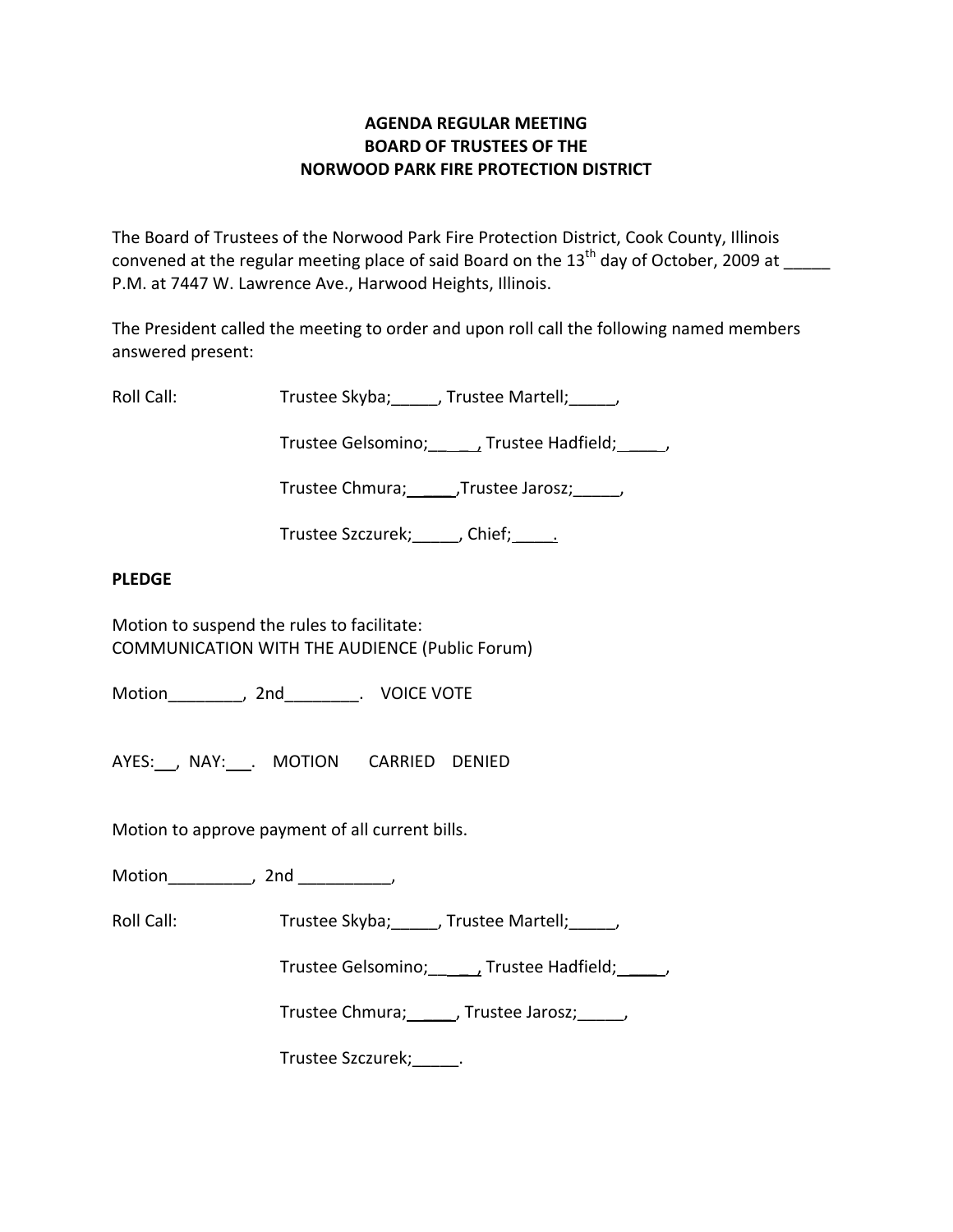**AGENDA REGULAR MEETING**
**BOARD OF TRUSTEES OF THE**
**NORWOOD PARK FIRE PROTECTION DISTRICT**

The Board of Trustees of the Norwood Park Fire Protection District, Cook County, Illinois convened at the regular meeting place of said Board on the 13th day of October, 2009 at _____ P.M. at 7447 W. Lawrence Ave., Harwood Heights, Illinois.

The President called the meeting to order and upon roll call the following named members answered present:

Roll Call: Trustee Skyba;_____, Trustee Martell;_____,

Trustee Gelsomino;_____, Trustee Hadfield;_____,

Trustee Chmura;_____,Trustee Jarosz;_____,

Trustee Szczurek;_____, Chief;_____.

**PLEDGE**

Motion to suspend the rules to facilitate:
COMMUNICATION WITH THE AUDIENCE (Public Forum)

Motion________, 2nd________. VOICE VOTE

AYES:___, NAY:___. MOTION CARRIED DENIED

Motion to approve payment of all current bills.

Motion_________, 2nd __________,

Roll Call: Trustee Skyba;_____, Trustee Martell;_____,

Trustee Gelsomino;_____, Trustee Hadfield;_____,

Trustee Chmura;_____, Trustee Jarosz;_____,

Trustee Szczurek;_____.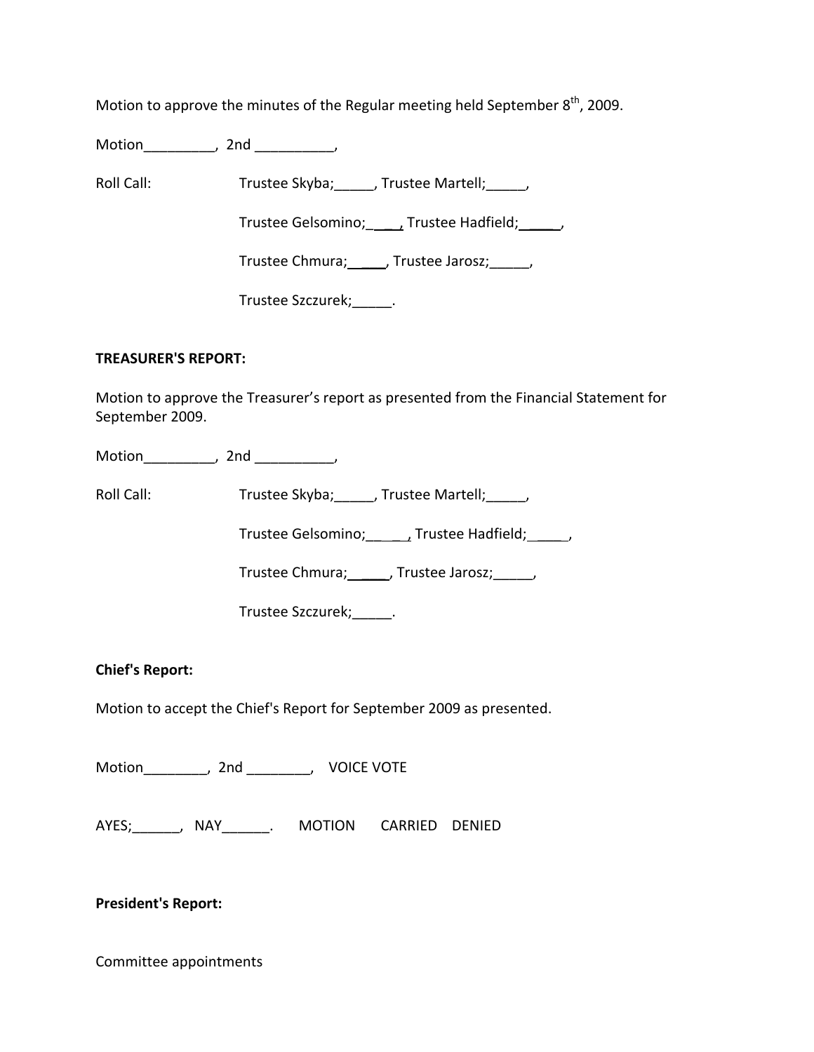Motion to approve the minutes of the Regular meeting held September 8th, 2009.

Motion_________, 2nd __________,

Roll Call: Trustee Skyba;_____, Trustee Martell;_____,

Trustee Gelsomino;_____, Trustee Hadfield;_____,

Trustee Chmura;_____, Trustee Jarosz;_____,

Trustee Szczurek;_____.

**TREASURER'S REPORT:**

Motion to approve the Treasurer's report as presented from the Financial Statement for September 2009.

Motion_________, 2nd __________,

Roll Call: Trustee Skyba;_____, Trustee Martell;_____,

Trustee Gelsomino;_____, Trustee Hadfield;_____,

Trustee Chmura;_____, Trustee Jarosz;_____,

Trustee Szczurek;_____.

**Chief's Report:**

Motion to accept the Chief's Report for September 2009 as presented.

Motion________, 2nd ________, VOICE VOTE

AYES;______, NAY______. MOTION CARRIED DENIED

**President's Report:**

Committee appointments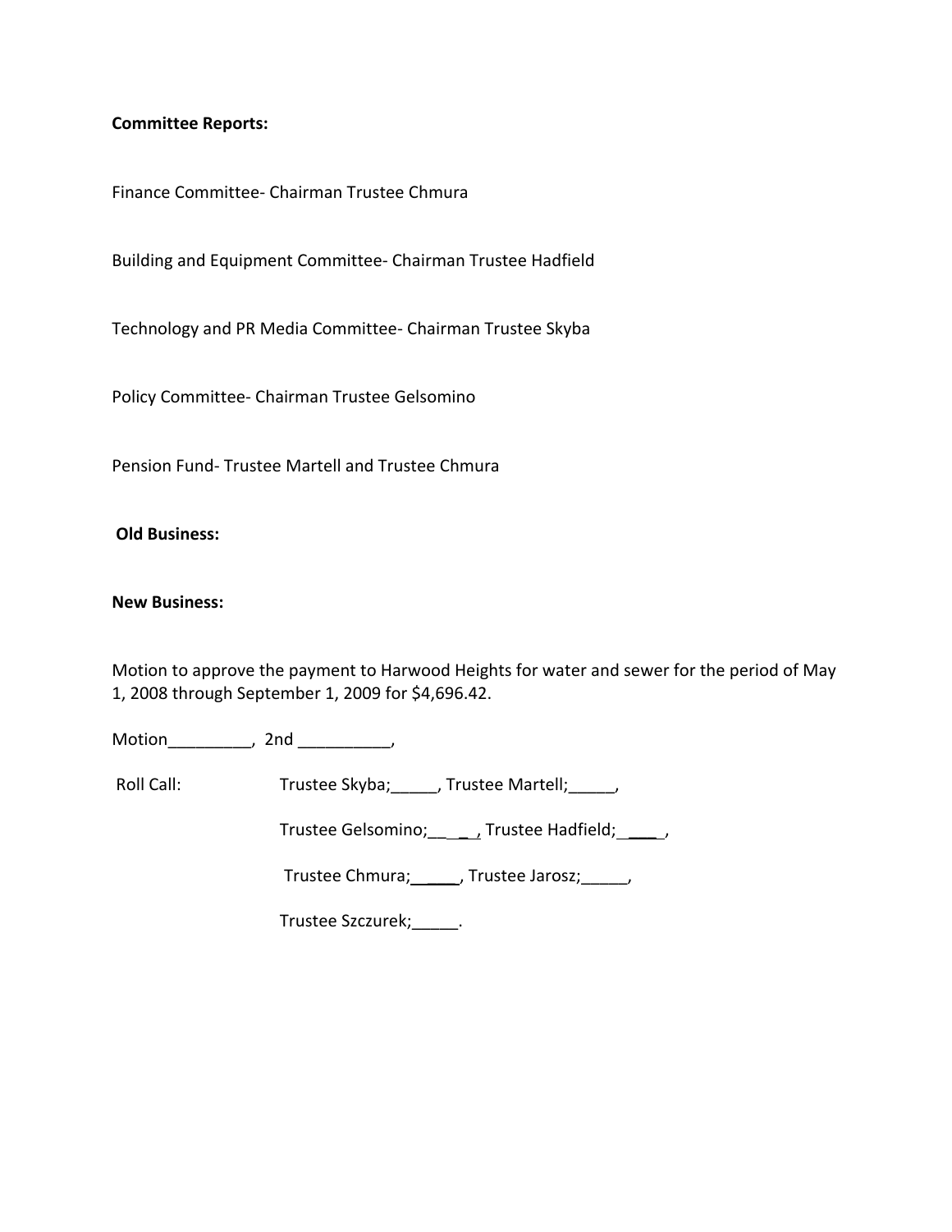**Committee Reports:**

Finance Committee- Chairman Trustee Chmura

Building and Equipment Committee- Chairman Trustee Hadfield

Technology and PR Media Committee- Chairman Trustee Skyba

Policy Committee- Chairman Trustee Gelsomino

Pension Fund- Trustee Martell and Trustee Chmura

**Old Business:**

**New Business:**

Motion to approve the payment to Harwood Heights for water and sewer for the period of May 1, 2008 through September 1, 2009 for $4,696.42.

Motion_________, 2nd __________,

Roll Call: Trustee Skyba;_____, Trustee Martell;_____,

Trustee Gelsomino;_____, Trustee Hadfield;_____,

Trustee Chmura;_____, Trustee Jarosz;_____,

Trustee Szczurek;_____.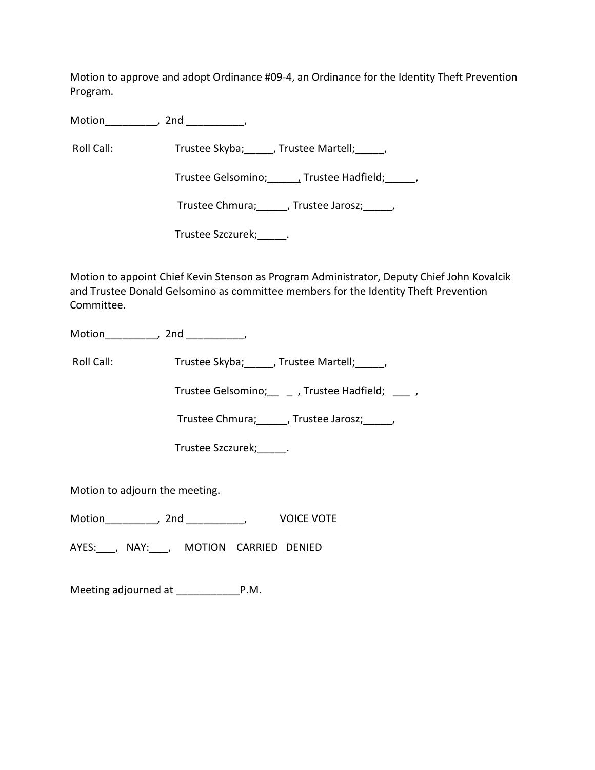Motion to approve and adopt Ordinance #09-4, an Ordinance for the Identity Theft Prevention Program.

Motion_________, 2nd __________,

Roll Call: Trustee Skyba;_____, Trustee Martell;_____,

Trustee Gelsomino;_____, Trustee Hadfield;_____,

Trustee Chmura;_____, Trustee Jarosz;_____,

Trustee Szczurek;_____.

Motion to appoint Chief Kevin Stenson as Program Administrator, Deputy Chief John Kovalcik and Trustee Donald Gelsomino as committee members for the Identity Theft Prevention Committee.

Motion_________, 2nd __________,

Roll Call: Trustee Skyba;_____, Trustee Martell;_____,

Trustee Gelsomino;_____, Trustee Hadfield;_____,

Trustee Chmura;_____, Trustee Jarosz;_____,

Trustee Szczurek;_____.

Motion to adjourn the meeting.

Motion_________, 2nd __________, VOICE VOTE

AYES:___, NAY:___, MOTION CARRIED DENIED

Meeting adjourned at ___________P.M.